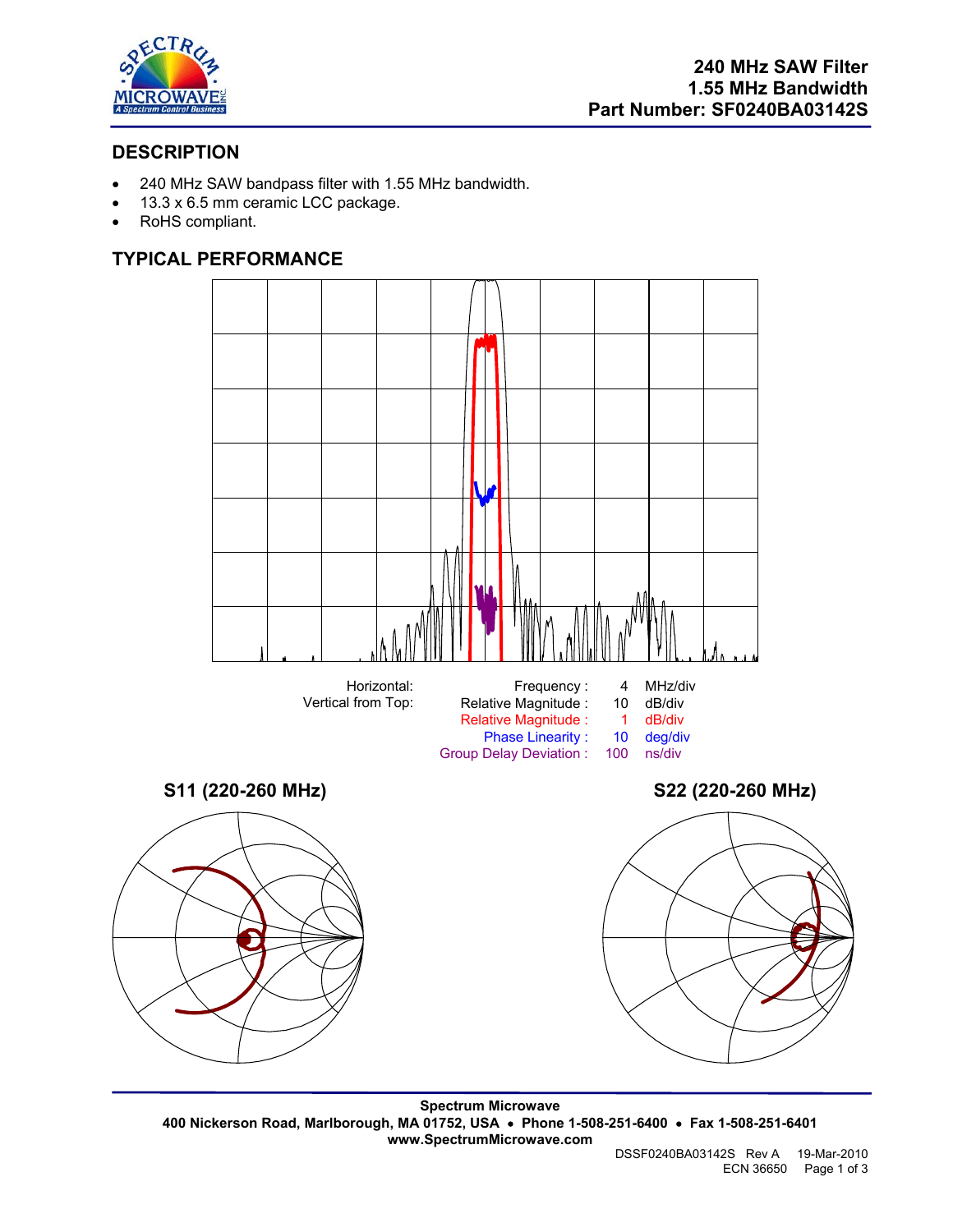# 240 MHz SAW Filter
# 1.55 MHz Bandwidth
# Part Number: SF0240BA03142S

## DESCRIPTION

- 240 MHz SAW bandpass filter with 1.55 MHz bandwidth.
- 13.3 x 6.5 mm ceramic LCC package.
- RoHS compliant.

## TYPICAL PERFORMANCE

| | | | |
|---|---|---|---|
| Horizontal: | Frequency : | 4 | MHz/div |
| Vertical from Top: | Relative Magnitude : | 10 | dB/div |
| | Relative Magnitude : | 1 | dB/div |
| | Phase Linearity : | 10 | deg/div |
| | Group Delay Deviation : | 100 | ns/div |

**S11 (220-260 MHz)**

**S22 (220-260 MHz)**

**Spectrum Microwave**
**400 Nickerson Road, Marlborough, MA 01752, USA • Phone 1-508-251-6400 • Fax 1-508-251-6401**
**www.SpectrumMicrowave.com**

DSSF0240BA03142S Rev A 19-Mar-2010
ECN 36650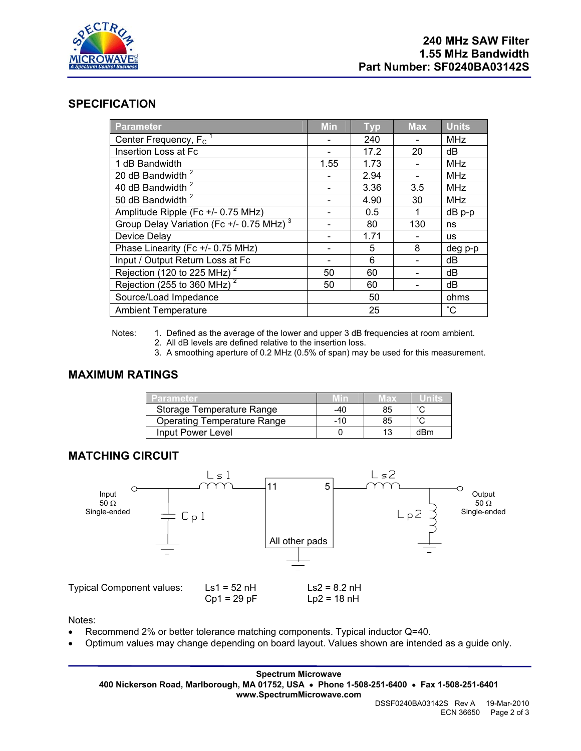240 MHz SAW Filter
1.55 MHz Bandwidth
Part Number: SF0240BA03142S

## SPECIFICATION

| Parameter | Min | Typ | Max | Units |
|---|---|---|---|---|
| Center Frequency, $F_C$ [1] | - | 240 | - | MHz |
| Insertion Loss at Fc | - | 17.2 | 20 | dB |
| 1 dB Bandwidth | 1.55 | 1.73 | - | MHz |
| 20 dB Bandwidth [2] | - | 2.94 | - | MHz |
| 40 dB Bandwidth [2] | - | 3.36 | 3.5 | MHz |
| 50 dB Bandwidth [2] | - | 4.90 | 30 | MHz |
| Amplitude Ripple (Fc +/- 0.75 MHz) | - | 0.5 | 1 | dB p-p |
| Group Delay Variation (Fc +/- 0.75 MHz) [3] | - | 80 | 130 | ns |
| Device Delay | - | 1.71 | - | us |
| Phase Linearity (Fc +/- 0.75 MHz) | - | 5 | 8 | deg p-p |
| Input / Output Return Loss at Fc | - | 6 | - | dB |
| Rejection (120 to 225 MHz) [2] | 50 | 60 | - | dB |
| Rejection (255 to 360 MHz) [2] | 50 | 60 | - | dB |
| Source/Load Impedance | | 50 | | ohms |
| Ambient Temperature | | 25 | | ˚C |

Notes:
1. Defined as the average of the lower and upper 3 dB frequencies at room ambient.
2. All dB levels are defined relative to the insertion loss.
3. A smoothing aperture of 0.2 MHz (0.5% of span) may be used for this measurement.

## MAXIMUM RATINGS

| Parameter | Min | Max | Units |
|---|---|---|---|
| Storage Temperature Range | -40 | 85 | ˚C |
| Operating Temperature Range | -10 | 85 | ˚C |
| Input Power Level | 0 | 13 | dBm |

## MATCHING CIRCUIT

Input 50 Ω Single-ended — Ls1 — Cp1 — pad 11 | pad 5 — Ls2 — Lp2 — Output 50 Ω Single-ended; All other pads grounded

Typical Component values:

| | |
|---|---|
| Ls1 = 52 nH | Ls2 = 8.2 nH |
| Cp1 = 29 pF | Lp2 = 18 nH |

Notes:

- Recommend 2% or better tolerance matching components. Typical inductor Q=40.
- Optimum values may change depending on board layout. Values shown are intended as a guide only.

**Spectrum Microwave**
**400 Nickerson Road, Marlborough, MA 01752, USA • Phone 1-508-251-6400 • Fax 1-508-251-6401**
**www.SpectrumMicrowave.com**

DSSF0240BA03142S Rev A 19-Mar-2010
ECN 36650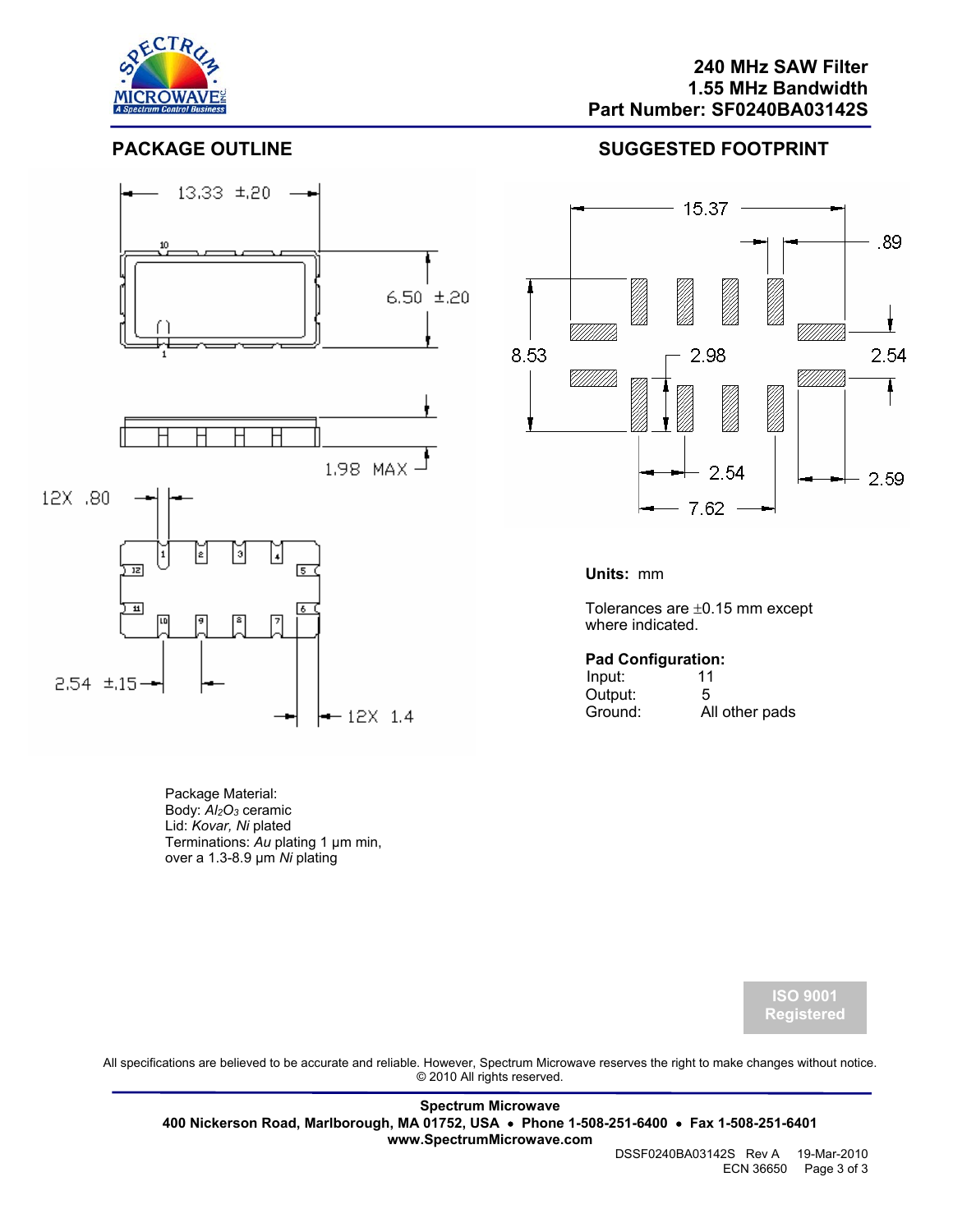**240 MHz SAW Filter**
**1.55 MHz Bandwidth**
**Part Number: SF0240BA03142S**

## PACKAGE OUTLINE

13.33 ±.20

6.50 ±.20

1.98 MAX

12X .80

2.54 ±.15

12X 1.4

## SUGGESTED FOOTPRINT

15.37

.89

8.53

2.98

2.54

2.54

2.59

7.62

**Units:** mm

Tolerances are ±0.15 mm except where indicated.

**Pad Configuration:**

| | |
|---|---|
| Input: | 11 |
| Output: | 5 |
| Ground: | All other pads |

Package Material:
Body: $Al_2O_3$ ceramic
Lid: *Kovar, Ni* plated
Terminations: *Au* plating 1 µm min, over a 1.3-8.9 µm *Ni* plating

ISO 9001 Registered

All specifications are believed to be accurate and reliable. However, Spectrum Microwave reserves the right to make changes without notice.
© 2010 All rights reserved.

**Spectrum Microwave**
**400 Nickerson Road, Marlborough, MA 01752, USA • Phone 1-508-251-6400 • Fax 1-508-251-6401**
**www.SpectrumMicrowave.com**

DSSF0240BA03142S Rev A 19-Mar-2010
ECN 36650